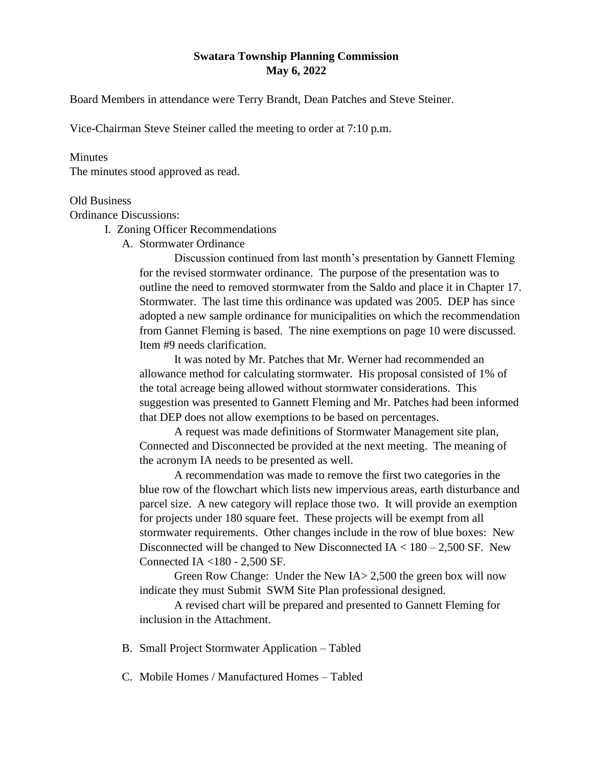**Swatara Township Planning Commission**
**May 6, 2022**

Board Members in attendance were Terry Brandt, Dean Patches and Steve Steiner.

Vice-Chairman Steve Steiner called the meeting to order at 7:10 p.m.

Minutes
The minutes stood approved as read.

Old Business
Ordinance Discussions:

I. Zoning Officer Recommendations

A. Stormwater Ordinance

Discussion continued from last month's presentation by Gannett Fleming for the revised stormwater ordinance. The purpose of the presentation was to outline the need to removed stormwater from the Saldo and place it in Chapter 17. Stormwater. The last time this ordinance was updated was 2005. DEP has since adopted a new sample ordinance for municipalities on which the recommendation from Gannet Fleming is based. The nine exemptions on page 10 were discussed. Item #9 needs clarification.

It was noted by Mr. Patches that Mr. Werner had recommended an allowance method for calculating stormwater. His proposal consisted of 1% of the total acreage being allowed without stormwater considerations. This suggestion was presented to Gannett Fleming and Mr. Patches had been informed that DEP does not allow exemptions to be based on percentages.

A request was made definitions of Stormwater Management site plan, Connected and Disconnected be provided at the next meeting. The meaning of the acronym IA needs to be presented as well.

A recommendation was made to remove the first two categories in the blue row of the flowchart which lists new impervious areas, earth disturbance and parcel size. A new category will replace those two. It will provide an exemption for projects under 180 square feet. These projects will be exempt from all stormwater requirements. Other changes include in the row of blue boxes: New Disconnected will be changed to New Disconnected IA < 180 – 2,500 SF. New Connected IA <180 - 2,500 SF.

Green Row Change: Under the New IA> 2,500 the green box will now indicate they must Submit SWM Site Plan professional designed.

A revised chart will be prepared and presented to Gannett Fleming for inclusion in the Attachment.

B. Small Project Stormwater Application – Tabled

C. Mobile Homes / Manufactured Homes – Tabled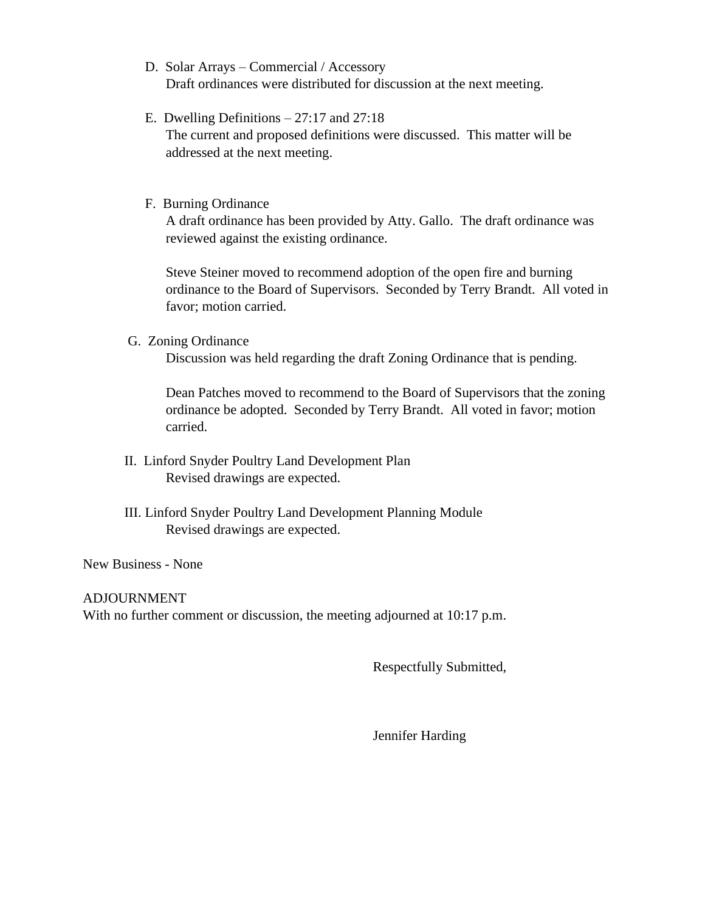D. Solar Arrays – Commercial / Accessory

Draft ordinances were distributed for discussion at the next meeting.

E. Dwelling Definitions – 27:17 and 27:18

The current and proposed definitions were discussed. This matter will be addressed at the next meeting.

F. Burning Ordinance

A draft ordinance has been provided by Atty. Gallo. The draft ordinance was reviewed against the existing ordinance.

Steve Steiner moved to recommend adoption of the open fire and burning ordinance to the Board of Supervisors. Seconded by Terry Brandt. All voted in favor; motion carried.

G. Zoning Ordinance

Discussion was held regarding the draft Zoning Ordinance that is pending.

Dean Patches moved to recommend to the Board of Supervisors that the zoning ordinance be adopted. Seconded by Terry Brandt. All voted in favor; motion carried.

II. Linford Snyder Poultry Land Development Plan

Revised drawings are expected.

III. Linford Snyder Poultry Land Development Planning Module

Revised drawings are expected.

New Business - None

ADJOURNMENT

With no further comment or discussion, the meeting adjourned at 10:17 p.m.

Respectfully Submitted,

Jennifer Harding